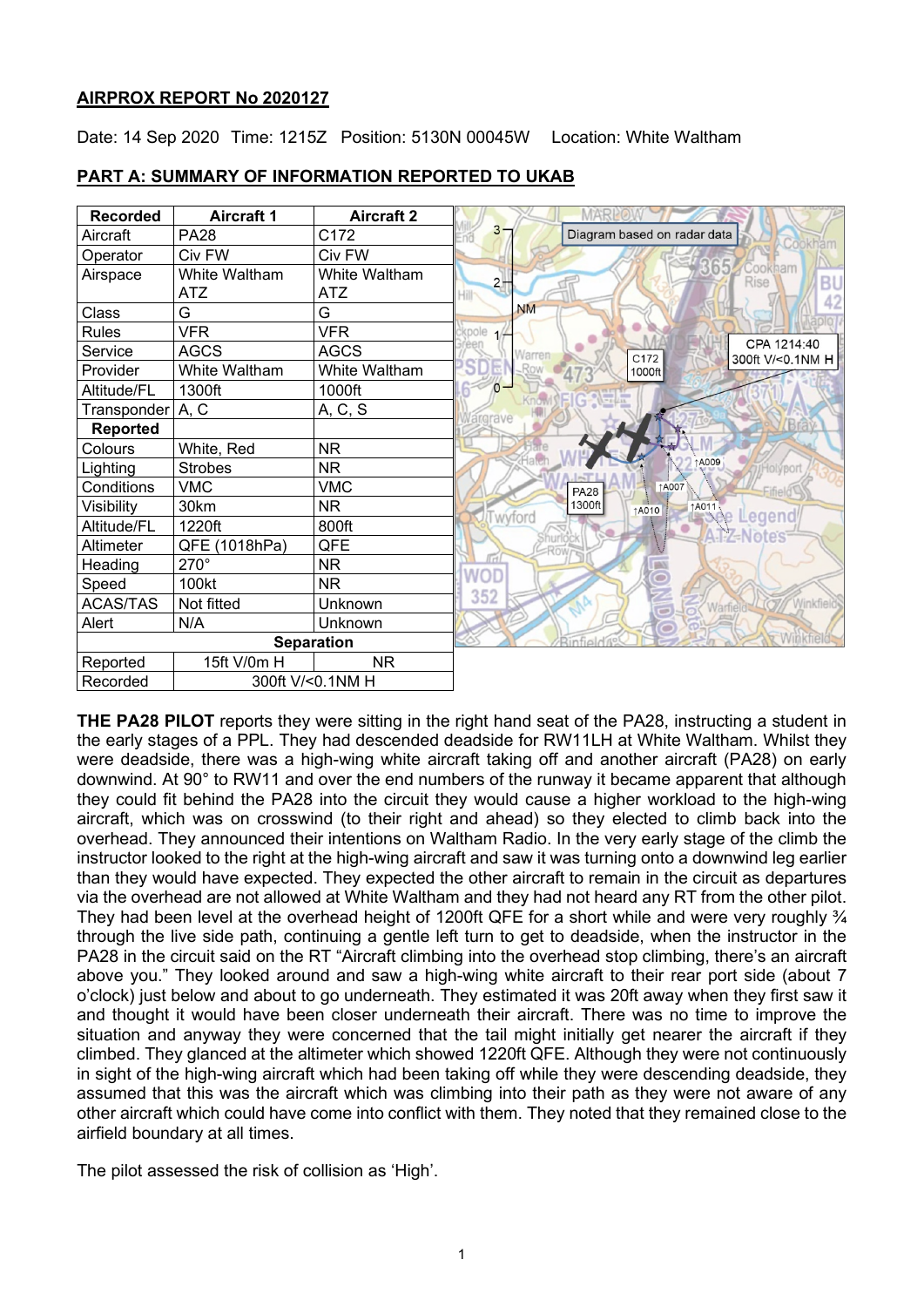## AIRPROX REPORT No 2020127

Date: 14 Sep 2020 Time: 1215Z Position: 5130N 00045W Location: White Waltham

## PART A: SUMMARY OF INFORMATION REPORTED TO UKAB

| Recorded | Aircraft 1 | Aircraft 2 |
|---|---|---|
| Aircraft | PA28 | C172 |
| Operator | Civ FW | Civ FW |
| Airspace | White Waltham ATZ | White Waltham ATZ |
| Class | G | G |
| Rules | VFR | VFR |
| Service | AGCS | AGCS |
| Provider | White Waltham | White Waltham |
| Altitude/FL | 1300ft | 1000ft |
| Transponder | A, C | A, C, S |
| **Reported** | | |
| Colours | White, Red | NR |
| Lighting | Strobes | NR |
| Conditions | VMC | VMC |
| Visibility | 30km | NR |
| Altitude/FL | 1220ft | 800ft |
| Altimeter | QFE (1018hPa) | QFE |
| Heading | 270° | NR |
| Speed | 100kt | NR |
| ACAS/TAS | Not fitted | Unknown |
| Alert | N/A | Unknown |
| **Separation** | | |
| Reported | 15ft V/0m H | NR |
| Recorded | 300ft V/<0.1NM H | |

Diagram based on radar data. CPA 1214:40 300ft V/<0.1NM H. C172 1000ft. PA28 1300ft.

**THE PA28 PILOT** reports they were sitting in the right hand seat of the PA28, instructing a student in the early stages of a PPL. They had descended deadside for RW11LH at White Waltham. Whilst they were deadside, there was a high-wing white aircraft taking off and another aircraft (PA28) on early downwind. At 90° to RW11 and over the end numbers of the runway it became apparent that although they could fit behind the PA28 into the circuit they would cause a higher workload to the high-wing aircraft, which was on crosswind (to their right and ahead) so they elected to climb back into the overhead. They announced their intentions on Waltham Radio. In the very early stage of the climb the instructor looked to the right at the high-wing aircraft and saw it was turning onto a downwind leg earlier than they would have expected. They expected the other aircraft to remain in the circuit as departures via the overhead are not allowed at White Waltham and they had not heard any RT from the other pilot. They had been level at the overhead height of 1200ft QFE for a short while and were very roughly ¾ through the live side path, continuing a gentle left turn to get to deadside, when the instructor in the PA28 in the circuit said on the RT "Aircraft climbing into the overhead stop climbing, there's an aircraft above you." They looked around and saw a high-wing white aircraft to their rear port side (about 7 o'clock) just below and about to go underneath. They estimated it was 20ft away when they first saw it and thought it would have been closer underneath their aircraft. There was no time to improve the situation and anyway they were concerned that the tail might initially get nearer the aircraft if they climbed. They glanced at the altimeter which showed 1220ft QFE. Although they were not continuously in sight of the high-wing aircraft which had been taking off while they were descending deadside, they assumed that this was the aircraft which was climbing into their path as they were not aware of any other aircraft which could have come into conflict with them. They noted that they remained close to the airfield boundary at all times.

The pilot assessed the risk of collision as 'High'.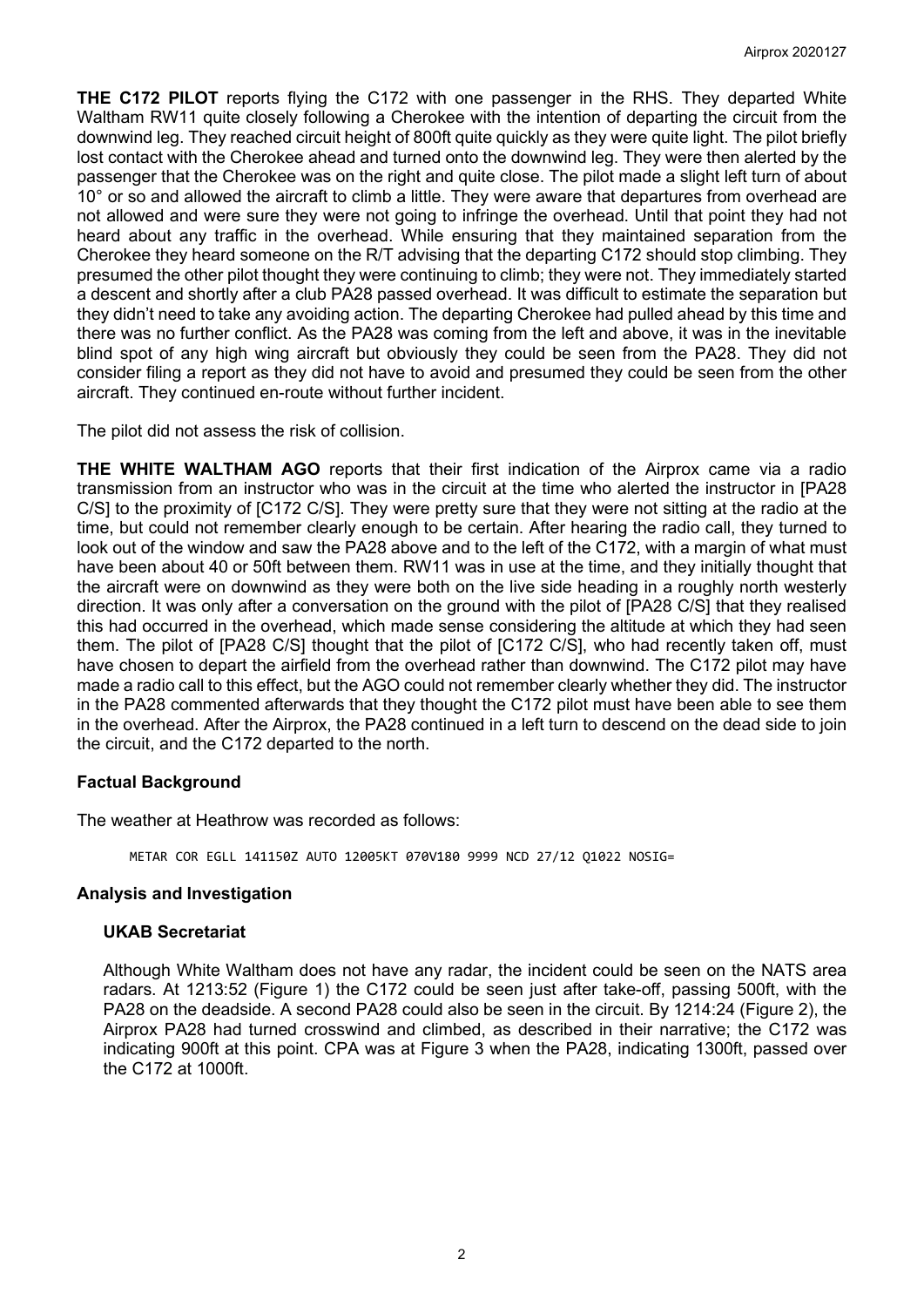**THE C172 PILOT** reports flying the C172 with one passenger in the RHS. They departed White Waltham RW11 quite closely following a Cherokee with the intention of departing the circuit from the downwind leg. They reached circuit height of 800ft quite quickly as they were quite light. The pilot briefly lost contact with the Cherokee ahead and turned onto the downwind leg. They were then alerted by the passenger that the Cherokee was on the right and quite close. The pilot made a slight left turn of about 10° or so and allowed the aircraft to climb a little. They were aware that departures from overhead are not allowed and were sure they were not going to infringe the overhead. Until that point they had not heard about any traffic in the overhead. While ensuring that they maintained separation from the Cherokee they heard someone on the R/T advising that the departing C172 should stop climbing. They presumed the other pilot thought they were continuing to climb; they were not. They immediately started a descent and shortly after a club PA28 passed overhead. It was difficult to estimate the separation but they didn't need to take any avoiding action. The departing Cherokee had pulled ahead by this time and there was no further conflict. As the PA28 was coming from the left and above, it was in the inevitable blind spot of any high wing aircraft but obviously they could be seen from the PA28. They did not consider filing a report as they did not have to avoid and presumed they could be seen from the other aircraft. They continued en-route without further incident.

The pilot did not assess the risk of collision.

**THE WHITE WALTHAM AGO** reports that their first indication of the Airprox came via a radio transmission from an instructor who was in the circuit at the time who alerted the instructor in [PA28 C/S] to the proximity of [C172 C/S]. They were pretty sure that they were not sitting at the radio at the time, but could not remember clearly enough to be certain. After hearing the radio call, they turned to look out of the window and saw the PA28 above and to the left of the C172, with a margin of what must have been about 40 or 50ft between them. RW11 was in use at the time, and they initially thought that the aircraft were on downwind as they were both on the live side heading in a roughly north westerly direction. It was only after a conversation on the ground with the pilot of [PA28 C/S] that they realised this had occurred in the overhead, which made sense considering the altitude at which they had seen them. The pilot of [PA28 C/S] thought that the pilot of [C172 C/S], who had recently taken off, must have chosen to depart the airfield from the overhead rather than downwind. The C172 pilot may have made a radio call to this effect, but the AGO could not remember clearly whether they did. The instructor in the PA28 commented afterwards that they thought the C172 pilot must have been able to see them in the overhead. After the Airprox, the PA28 continued in a left turn to descend on the dead side to join the circuit, and the C172 departed to the north.

## Factual Background

The weather at Heathrow was recorded as follows:

```
METAR COR EGLL 141150Z AUTO 12005KT 070V180 9999 NCD 27/12 Q1022 NOSIG=
```

## Analysis and Investigation

### UKAB Secretariat

Although White Waltham does not have any radar, the incident could be seen on the NATS area radars. At 1213:52 (Figure 1) the C172 could be seen just after take-off, passing 500ft, with the PA28 on the deadside. A second PA28 could also be seen in the circuit. By 1214:24 (Figure 2), the Airprox PA28 had turned crosswind and climbed, as described in their narrative; the C172 was indicating 900ft at this point. CPA was at Figure 3 when the PA28, indicating 1300ft, passed over the C172 at 1000ft.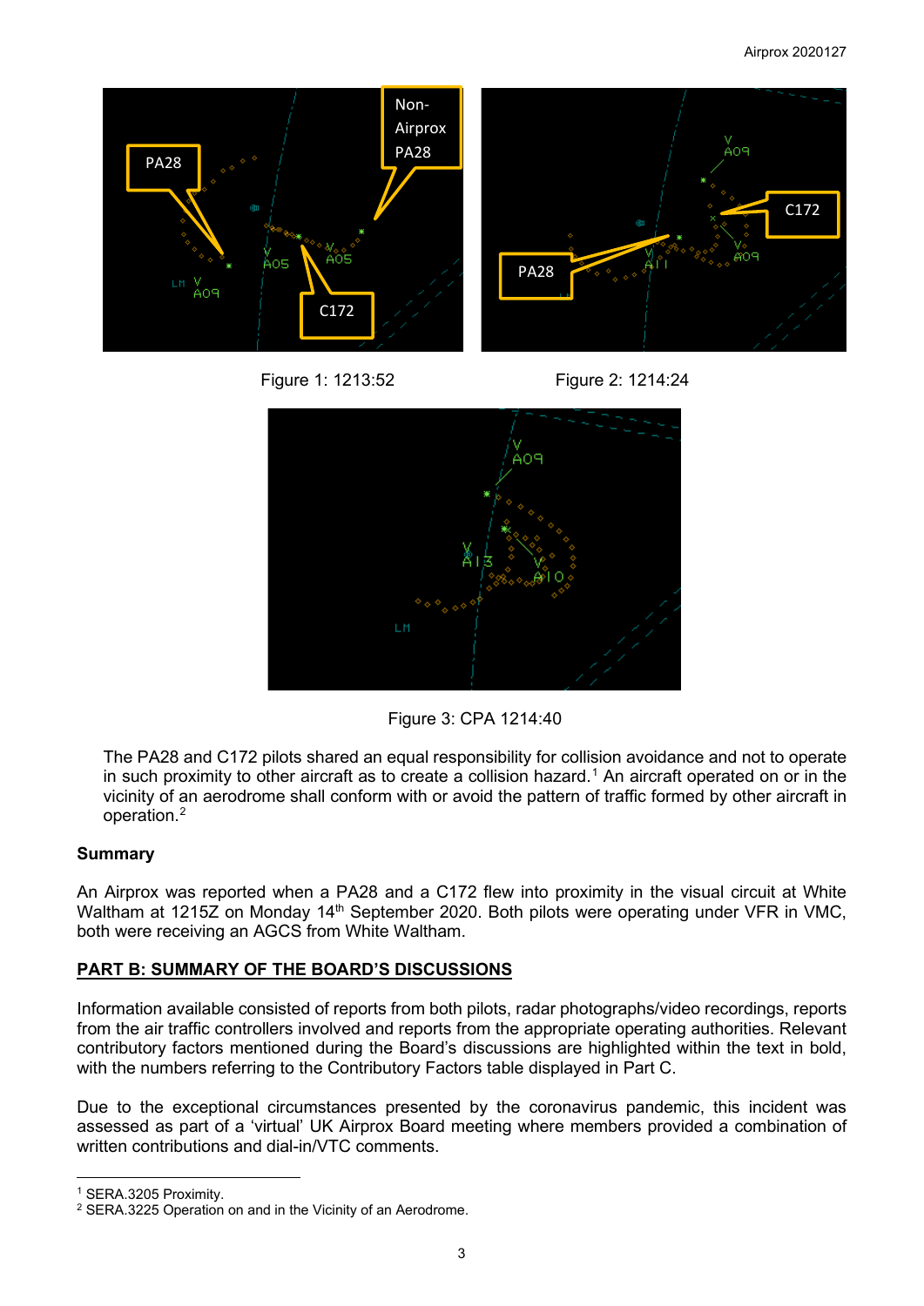Figure 1: 1213:52

Figure 2: 1214:24

Figure 3: CPA 1214:40

The PA28 and C172 pilots shared an equal responsibility for collision avoidance and not to operate in such proximity to other aircraft as to create a collision hazard.[1] An aircraft operated on or in the vicinity of an aerodrome shall conform with or avoid the pattern of traffic formed by other aircraft in operation.[2]

## Summary

An Airprox was reported when a PA28 and a C172 flew into proximity in the visual circuit at White Waltham at 1215Z on Monday 14th September 2020. Both pilots were operating under VFR in VMC, both were receiving an AGCS from White Waltham.

## PART B: SUMMARY OF THE BOARD'S DISCUSSIONS

Information available consisted of reports from both pilots, radar photographs/video recordings, reports from the air traffic controllers involved and reports from the appropriate operating authorities. Relevant contributory factors mentioned during the Board's discussions are highlighted within the text in bold, with the numbers referring to the Contributory Factors table displayed in Part C.

Due to the exceptional circumstances presented by the coronavirus pandemic, this incident was assessed as part of a 'virtual' UK Airprox Board meeting where members provided a combination of written contributions and dial-in/VTC comments.

---

[1] SERA.3205 Proximity.
[2] SERA.3225 Operation on and in the Vicinity of an Aerodrome.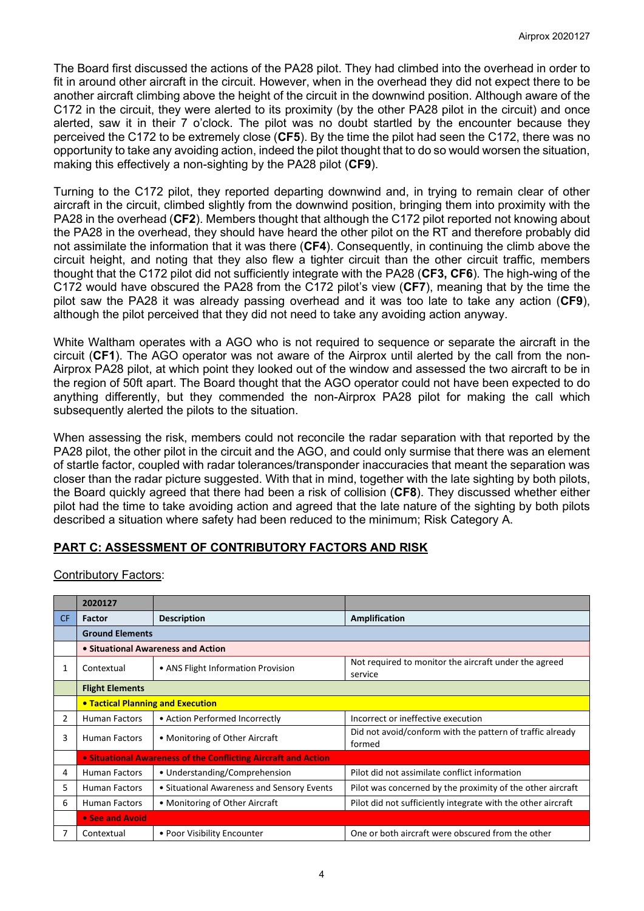The Board first discussed the actions of the PA28 pilot. They had climbed into the overhead in order to fit in around other aircraft in the circuit. However, when in the overhead they did not expect there to be another aircraft climbing above the height of the circuit in the downwind position. Although aware of the C172 in the circuit, they were alerted to its proximity (by the other PA28 pilot in the circuit) and once alerted, saw it in their 7 o'clock. The pilot was no doubt startled by the encounter because they perceived the C172 to be extremely close (**CF5**). By the time the pilot had seen the C172, there was no opportunity to take any avoiding action, indeed the pilot thought that to do so would worsen the situation, making this effectively a non-sighting by the PA28 pilot (**CF9**).

Turning to the C172 pilot, they reported departing downwind and, in trying to remain clear of other aircraft in the circuit, climbed slightly from the downwind position, bringing them into proximity with the PA28 in the overhead (**CF2**). Members thought that although the C172 pilot reported not knowing about the PA28 in the overhead, they should have heard the other pilot on the RT and therefore probably did not assimilate the information that it was there (**CF4**). Consequently, in continuing the climb above the circuit height, and noting that they also flew a tighter circuit than the other circuit traffic, members thought that the C172 pilot did not sufficiently integrate with the PA28 (**CF3, CF6**). The high-wing of the C172 would have obscured the PA28 from the C172 pilot's view (**CF7**), meaning that by the time the pilot saw the PA28 it was already passing overhead and it was too late to take any action (**CF9**), although the pilot perceived that they did not need to take any avoiding action anyway.

White Waltham operates with a AGO who is not required to sequence or separate the aircraft in the circuit (**CF1**). The AGO operator was not aware of the Airprox until alerted by the call from the non-Airprox PA28 pilot, at which point they looked out of the window and assessed the two aircraft to be in the region of 50ft apart. The Board thought that the AGO operator could not have been expected to do anything differently, but they commended the non-Airprox PA28 pilot for making the call which subsequently alerted the pilots to the situation.

When assessing the risk, members could not reconcile the radar separation with that reported by the PA28 pilot, the other pilot in the circuit and the AGO, and could only surmise that there was an element of startle factor, coupled with radar tolerances/transponder inaccuracies that meant the separation was closer than the radar picture suggested. With that in mind, together with the late sighting by both pilots, the Board quickly agreed that there had been a risk of collision (**CF8**). They discussed whether either pilot had the time to take avoiding action and agreed that the late nature of the sighting by both pilots described a situation where safety had been reduced to the minimum; Risk Category A.

## PART C: ASSESSMENT OF CONTRIBUTORY FACTORS AND RISK

Contributory Factors:

| | 2020127 | | |
|---|---|---|---|
| CF | Factor | Description | Amplification |
| | **Ground Elements** | | |
| | **• Situational Awareness and Action** | | |
| 1 | Contextual | • ANS Flight Information Provision | Not required to monitor the aircraft under the agreed service |
| | **Flight Elements** | | |
| | **• Tactical Planning and Execution** | | |
| 2 | Human Factors | • Action Performed Incorrectly | Incorrect or ineffective execution |
| 3 | Human Factors | • Monitoring of Other Aircraft | Did not avoid/conform with the pattern of traffic already formed |
| | **• Situational Awareness of the Conflicting Aircraft and Action** | | |
| 4 | Human Factors | • Understanding/Comprehension | Pilot did not assimilate conflict information |
| 5 | Human Factors | • Situational Awareness and Sensory Events | Pilot was concerned by the proximity of the other aircraft |
| 6 | Human Factors | • Monitoring of Other Aircraft | Pilot did not sufficiently integrate with the other aircraft |
| | **• See and Avoid** | | |
| 7 | Contextual | • Poor Visibility Encounter | One or both aircraft were obscured from the other |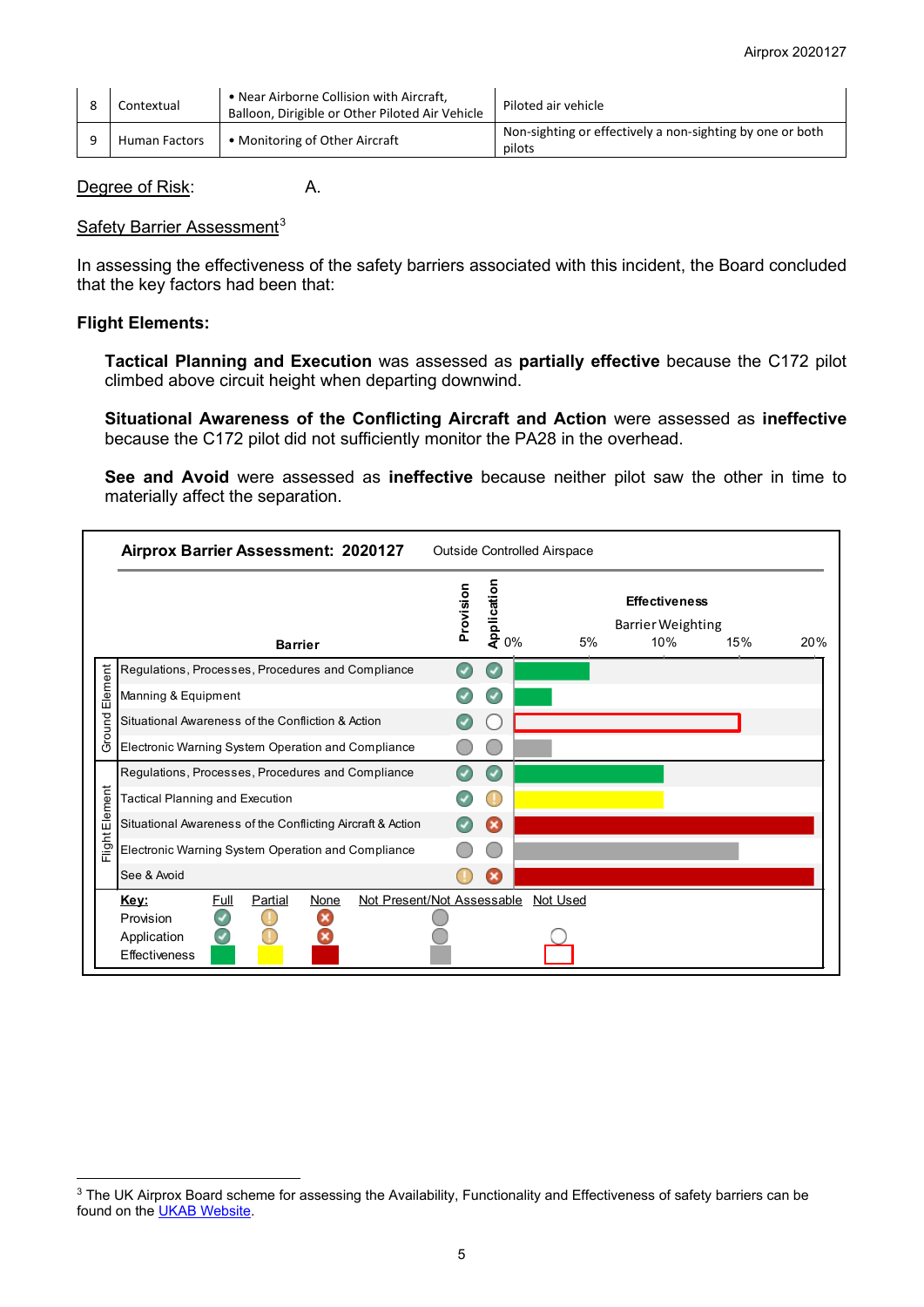| | | | |
|---|---|---|---|
| 8 | Contextual | • Near Airborne Collision with Aircraft, Balloon, Dirigible or Other Piloted Air Vehicle | Piloted air vehicle |
| 9 | Human Factors | • Monitoring of Other Aircraft | Non-sighting or effectively a non-sighting by one or both pilots |

Degree of Risk: A.

Safety Barrier Assessment[3]

In assessing the effectiveness of the safety barriers associated with this incident, the Board concluded that the key factors had been that:

**Flight Elements:**

**Tactical Planning and Execution** was assessed as **partially effective** because the C172 pilot climbed above circuit height when departing downwind.

**Situational Awareness of the Conflicting Aircraft and Action** were assessed as **ineffective** because the C172 pilot did not sufficiently monitor the PA28 in the overhead.

**See and Avoid** were assessed as **ineffective** because neither pilot saw the other in time to materially affect the separation.

**Airprox Barrier Assessment: 2020127**
Outside Controlled Airspace

Barrier
Provision
Application
Effectiveness
Barrier Weighting
0%
5%
10%
15%
20%

Ground Element
Regulations, Processes, Procedures and Compliance
Manning & Equipment
Situational Awareness of the Confliction & Action
Electronic Warning System Operation and Compliance

Flight Element
Regulations, Processes, Procedures and Compliance
Tactical Planning and Execution
Situational Awareness of the Conflicting Aircraft & Action
Electronic Warning System Operation and Compliance
See & Avoid

Key: Full Partial None Not Present/Not Assessable Not Used
Provision
Application
Effectiveness

[3] The UK Airprox Board scheme for assessing the Availability, Functionality and Effectiveness of safety barriers can be found on the UKAB Website.